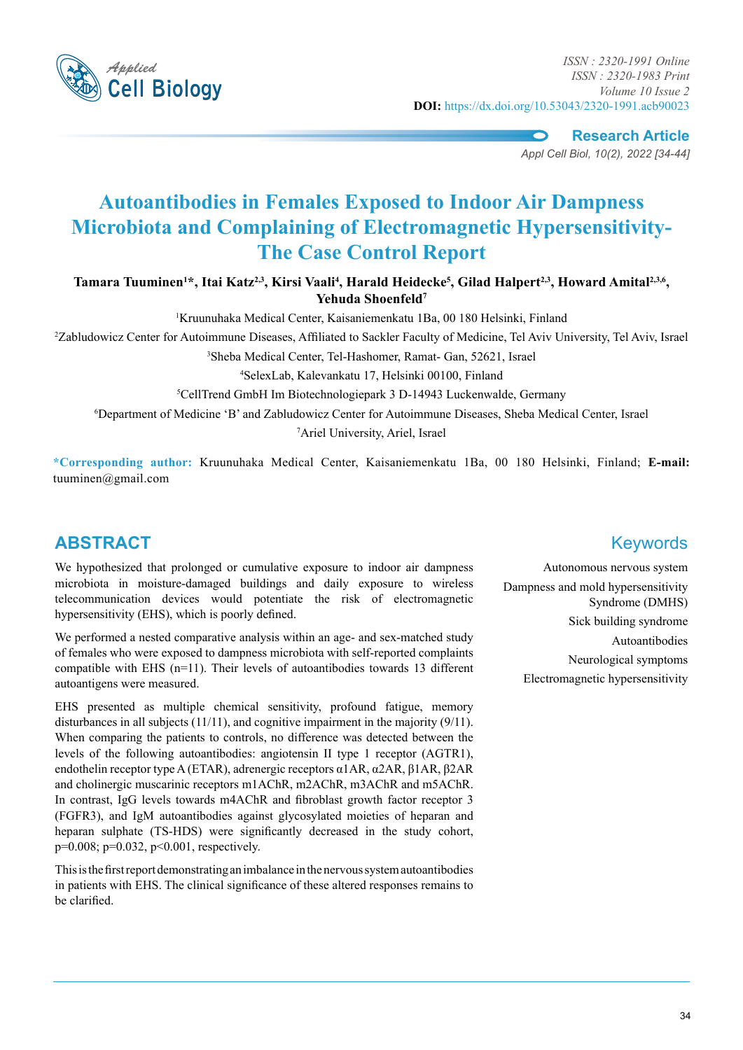Research Article

# Autoantibodies in Females Exposed to Indoor Air Dampness Microbiota and Complaining of Electromagnetic Hypersensitivity-The Case Control Report

**Tamara Tuuminen[1]\*, Itai Katz[2,3], Kirsi Vaali[4], Harald Heidecke[5], Gilad Halpert[2,3], Howard Amital[2,3,6], Yehuda Shoenfeld[7]**

[1]Kruunuhaka Medical Center, Kaisaniemenkatu 1Ba, 00 180 Helsinki, Finland

[2]Zabludowicz Center for Autoimmune Diseases, Affiliated to Sackler Faculty of Medicine, Tel Aviv University, Tel Aviv, Israel

[3]Sheba Medical Center, Tel-Hashomer, Ramat- Gan, 52621, Israel

[4]SelexLab, Kalevankatu 17, Helsinki 00100, Finland

[5]CellTrend GmbH Im Biotechnologiepark 3 D-14943 Luckenwalde, Germany

[6]Department of Medicine 'B' and Zabludowicz Center for Autoimmune Diseases, Sheba Medical Center, Israel

[7]Ariel University, Ariel, Israel

**\*Corresponding author:** Kruunuhaka Medical Center, Kaisaniemenkatu 1Ba, 00 180 Helsinki, Finland; **E-mail:** tuuminen@gmail.com

## ABSTRACT

We hypothesized that prolonged or cumulative exposure to indoor air dampness microbiota in moisture-damaged buildings and daily exposure to wireless telecommunication devices would potentiate the risk of electromagnetic hypersensitivity (EHS), which is poorly defined.

We performed a nested comparative analysis within an age- and sex-matched study of females who were exposed to dampness microbiota with self-reported complaints compatible with EHS (n=11). Their levels of autoantibodies towards 13 different autoantigens were measured.

EHS presented as multiple chemical sensitivity, profound fatigue, memory disturbances in all subjects (11/11), and cognitive impairment in the majority (9/11). When comparing the patients to controls, no difference was detected between the levels of the following autoantibodies: angiotensin II type 1 receptor (AGTR1), endothelin receptor type A (ETAR), adrenergic receptors α1AR, α2AR, β1AR, β2AR and cholinergic muscarinic receptors m1AChR, m2AChR, m3AChR and m5AChR. In contrast, IgG levels towards m4AChR and fibroblast growth factor receptor 3 (FGFR3), and IgM autoantibodies against glycosylated moieties of heparan and heparan sulphate (TS-HDS) were significantly decreased in the study cohort, $p=0.008$; $p=0.032$, $p<0.001$, respectively.

This is the first report demonstrating an imbalance in the nervous system autoantibodies in patients with EHS. The clinical significance of these altered responses remains to be clarified.

## Keywords

Autonomous nervous system

Dampness and mold hypersensitivity Syndrome (DMHS)

Sick building syndrome

Autoantibodies

Neurological symptoms

Electromagnetic hypersensitivity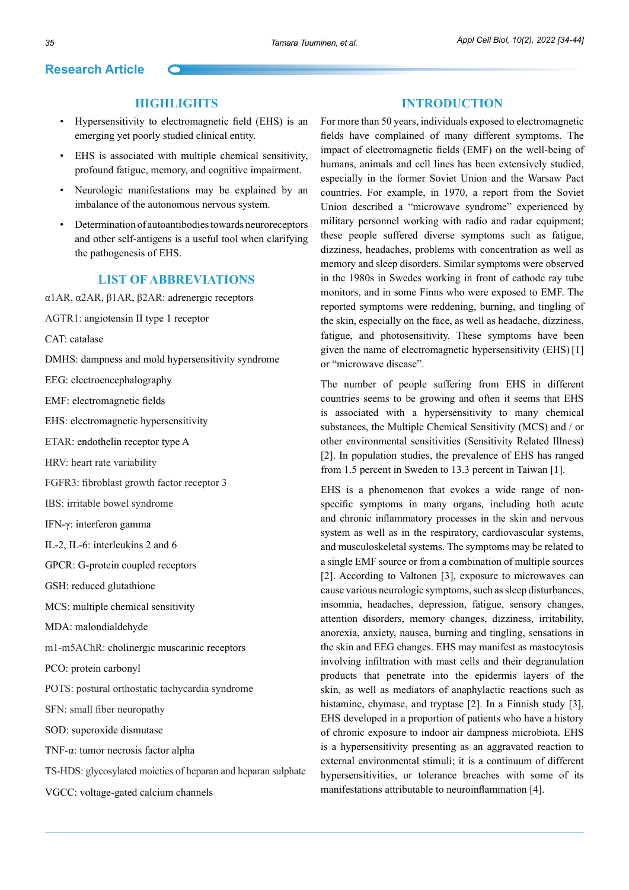## HIGHLIGHTS

- Hypersensitivity to electromagnetic field (EHS) is an emerging yet poorly studied clinical entity.
- EHS is associated with multiple chemical sensitivity, profound fatigue, memory, and cognitive impairment.
- Neurologic manifestations may be explained by an imbalance of the autonomous nervous system.
- Determination of autoantibodies towards neuroreceptors and other self-antigens is a useful tool when clarifying the pathogenesis of EHS.

## LIST OF ABBREVIATIONS

α1AR, α2AR, β1AR, β2AR: adrenergic receptors

AGTR1: angiotensin II type 1 receptor

CAT: catalase

DMHS: dampness and mold hypersensitivity syndrome

EEG: electroencephalography

EMF: electromagnetic fields

EHS: electromagnetic hypersensitivity

ETAR: endothelin receptor type A

HRV: heart rate variability

FGFR3: fibroblast growth factor receptor 3

IBS: irritable bowel syndrome

IFN-γ: interferon gamma

IL-2, IL-6: interleukins 2 and 6

GPCR: G-protein coupled receptors

GSH: reduced glutathione

MCS: multiple chemical sensitivity

MDA: malondialdehyde

m1-m5AChR: cholinergic muscarinic receptors

PCO: protein carbonyl

POTS: postural orthostatic tachycardia syndrome

SFN: small fiber neuropathy

SOD: superoxide dismutase

TNF-α: tumor necrosis factor alpha

TS-HDS: glycosylated moieties of heparan and heparan sulphate

VGCC: voltage-gated calcium channels

## INTRODUCTION

For more than 50 years, individuals exposed to electromagnetic fields have complained of many different symptoms. The impact of electromagnetic fields (EMF) on the well-being of humans, animals and cell lines has been extensively studied, especially in the former Soviet Union and the Warsaw Pact countries. For example, in 1970, a report from the Soviet Union described a "microwave syndrome" experienced by military personnel working with radio and radar equipment; these people suffered diverse symptoms such as fatigue, dizziness, headaches, problems with concentration as well as memory and sleep disorders. Similar symptoms were observed in the 1980s in Swedes working in front of cathode ray tube monitors, and in some Finns who were exposed to EMF. The reported symptoms were reddening, burning, and tingling of the skin, especially on the face, as well as headache, dizziness, fatigue, and photosensitivity. These symptoms have been given the name of electromagnetic hypersensitivity (EHS) [1] or "microwave disease".

The number of people suffering from EHS in different countries seems to be growing and often it seems that EHS is associated with a hypersensitivity to many chemical substances, the Multiple Chemical Sensitivity (MCS) and / or other environmental sensitivities (Sensitivity Related Illness) [2]. In population studies, the prevalence of EHS has ranged from 1.5 percent in Sweden to 13.3 percent in Taiwan [1].

EHS is a phenomenon that evokes a wide range of non-specific symptoms in many organs, including both acute and chronic inflammatory processes in the skin and nervous system as well as in the respiratory, cardiovascular systems, and musculoskeletal systems. The symptoms may be related to a single EMF source or from a combination of multiple sources [2]. According to Valtonen [3], exposure to microwaves can cause various neurologic symptoms, such as sleep disturbances, insomnia, headaches, depression, fatigue, sensory changes, attention disorders, memory changes, dizziness, irritability, anorexia, anxiety, nausea, burning and tingling, sensations in the skin and EEG changes. EHS may manifest as mastocytosis involving infiltration with mast cells and their degranulation products that penetrate into the epidermis layers of the skin, as well as mediators of anaphylactic reactions such as histamine, chymase, and tryptase [2]. In a Finnish study [3], EHS developed in a proportion of patients who have a history of chronic exposure to indoor air dampness microbiota. EHS is a hypersensitivity presenting as an aggravated reaction to external environmental stimuli; it is a continuum of different hypersensitivities, or tolerance breaches with some of its manifestations attributable to neuroinflammation [4].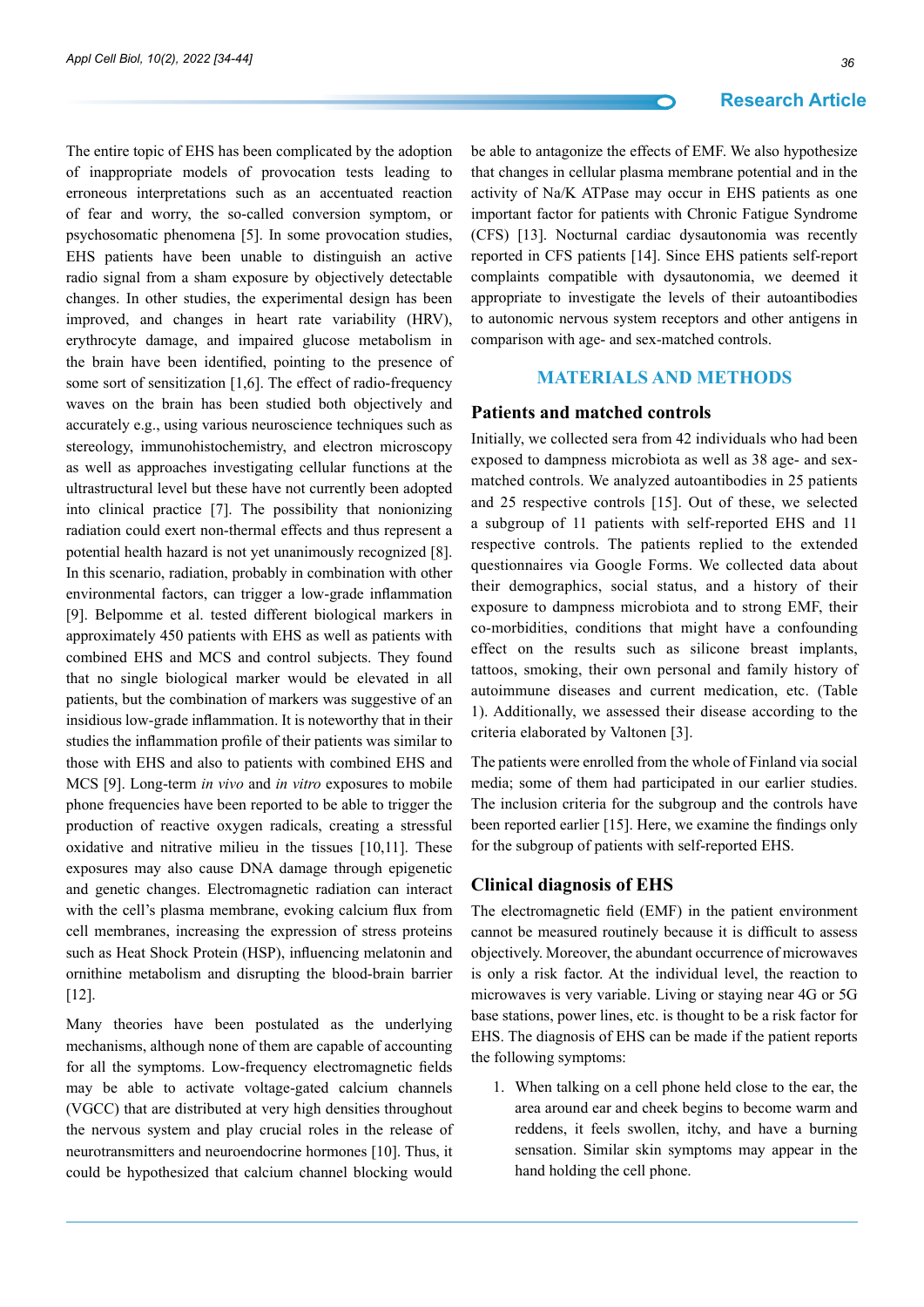The entire topic of EHS has been complicated by the adoption of inappropriate models of provocation tests leading to erroneous interpretations such as an accentuated reaction of fear and worry, the so-called conversion symptom, or psychosomatic phenomena [5]. In some provocation studies, EHS patients have been unable to distinguish an active radio signal from a sham exposure by objectively detectable changes. In other studies, the experimental design has been improved, and changes in heart rate variability (HRV), erythrocyte damage, and impaired glucose metabolism in the brain have been identified, pointing to the presence of some sort of sensitization [1,6]. The effect of radio-frequency waves on the brain has been studied both objectively and accurately e.g., using various neuroscience techniques such as stereology, immunohistochemistry, and electron microscopy as well as approaches investigating cellular functions at the ultrastructural level but these have not currently been adopted into clinical practice [7]. The possibility that nonionizing radiation could exert non-thermal effects and thus represent a potential health hazard is not yet unanimously recognized [8]. In this scenario, radiation, probably in combination with other environmental factors, can trigger a low-grade inflammation [9]. Belpomme et al. tested different biological markers in approximately 450 patients with EHS as well as patients with combined EHS and MCS and control subjects. They found that no single biological marker would be elevated in all patients, but the combination of markers was suggestive of an insidious low-grade inflammation. It is noteworthy that in their studies the inflammation profile of their patients was similar to those with EHS and also to patients with combined EHS and MCS [9]. Long-term *in vivo* and *in vitro* exposures to mobile phone frequencies have been reported to be able to trigger the production of reactive oxygen radicals, creating a stressful oxidative and nitrative milieu in the tissues [10,11]. These exposures may also cause DNA damage through epigenetic and genetic changes. Electromagnetic radiation can interact with the cell's plasma membrane, evoking calcium flux from cell membranes, increasing the expression of stress proteins such as Heat Shock Protein (HSP), influencing melatonin and ornithine metabolism and disrupting the blood-brain barrier [12].

Many theories have been postulated as the underlying mechanisms, although none of them are capable of accounting for all the symptoms. Low-frequency electromagnetic fields may be able to activate voltage-gated calcium channels (VGCC) that are distributed at very high densities throughout the nervous system and play crucial roles in the release of neurotransmitters and neuroendocrine hormones [10]. Thus, it could be hypothesized that calcium channel blocking would be able to antagonize the effects of EMF. We also hypothesize that changes in cellular plasma membrane potential and in the activity of Na/K ATPase may occur in EHS patients as one important factor for patients with Chronic Fatigue Syndrome (CFS) [13]. Nocturnal cardiac dysautonomia was recently reported in CFS patients [14]. Since EHS patients self-report complaints compatible with dysautonomia, we deemed it appropriate to investigate the levels of their autoantibodies to autonomic nervous system receptors and other antigens in comparison with age- and sex-matched controls.

## MATERIALS AND METHODS

### Patients and matched controls

Initially, we collected sera from 42 individuals who had been exposed to dampness microbiota as well as 38 age- and sex-matched controls. We analyzed autoantibodies in 25 patients and 25 respective controls [15]. Out of these, we selected a subgroup of 11 patients with self-reported EHS and 11 respective controls. The patients replied to the extended questionnaires via Google Forms. We collected data about their demographics, social status, and a history of their exposure to dampness microbiota and to strong EMF, their co-morbidities, conditions that might have a confounding effect on the results such as silicone breast implants, tattoos, smoking, their own personal and family history of autoimmune diseases and current medication, etc. (Table 1). Additionally, we assessed their disease according to the criteria elaborated by Valtonen [3].

The patients were enrolled from the whole of Finland via social media; some of them had participated in our earlier studies. The inclusion criteria for the subgroup and the controls have been reported earlier [15]. Here, we examine the findings only for the subgroup of patients with self-reported EHS.

### Clinical diagnosis of EHS

The electromagnetic field (EMF) in the patient environment cannot be measured routinely because it is difficult to assess objectively. Moreover, the abundant occurrence of microwaves is only a risk factor. At the individual level, the reaction to microwaves is very variable. Living or staying near 4G or 5G base stations, power lines, etc. is thought to be a risk factor for EHS. The diagnosis of EHS can be made if the patient reports the following symptoms:

1. When talking on a cell phone held close to the ear, the area around ear and cheek begins to become warm and reddens, it feels swollen, itchy, and have a burning sensation. Similar skin symptoms may appear in the hand holding the cell phone.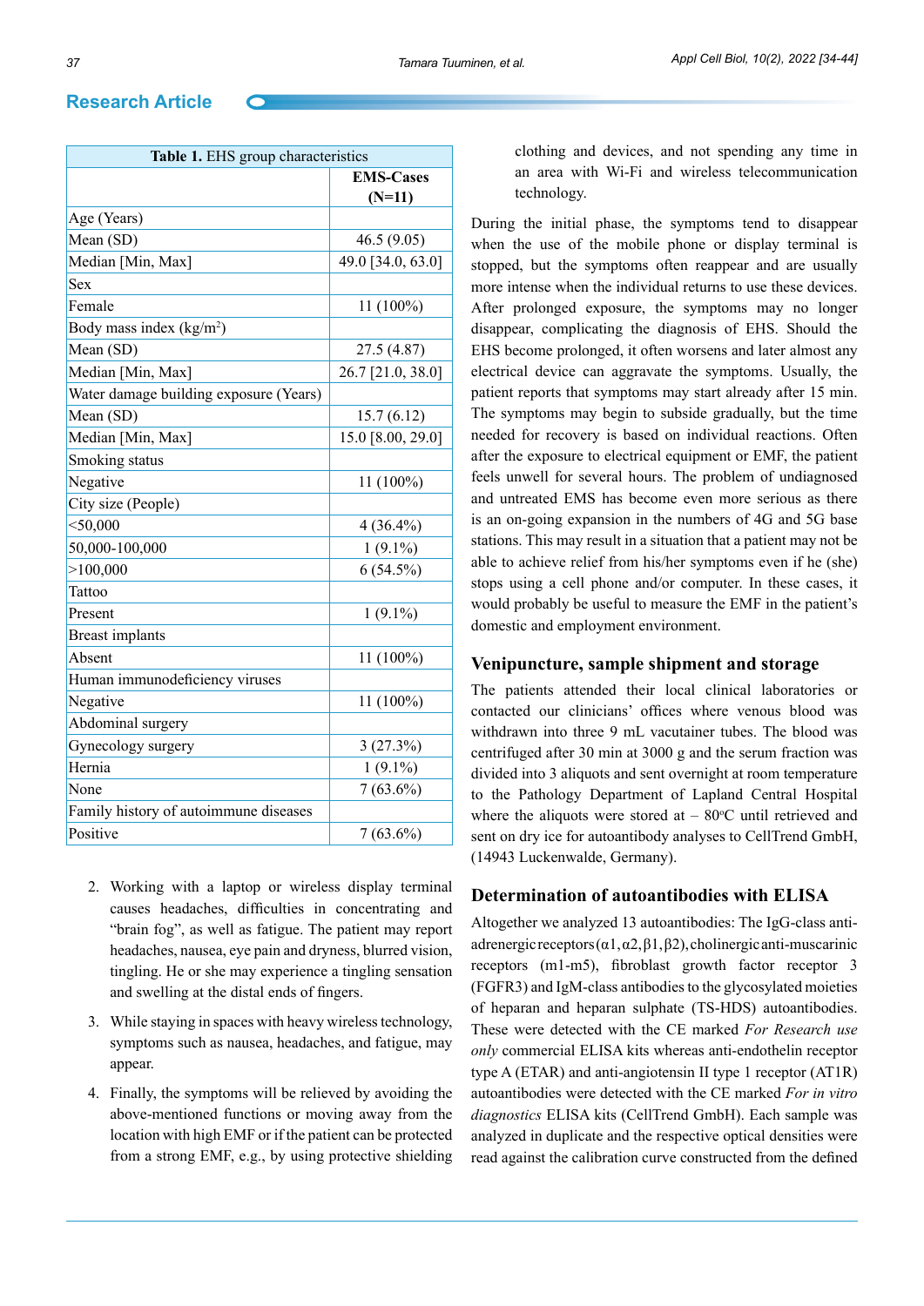**Table 1.** EHS group characteristics

| | EMS-Cases (N=11) |
|---|---|
| Age (Years) | |
| Mean (SD) | 46.5 (9.05) |
| Median [Min, Max] | 49.0 [34.0, 63.0] |
| Sex | |
| Female | 11 (100%) |
| Body mass index (kg/m$^2$) | |
| Mean (SD) | 27.5 (4.87) |
| Median [Min, Max] | 26.7 [21.0, 38.0] |
| Water damage building exposure (Years) | |
| Mean (SD) | 15.7 (6.12) |
| Median [Min, Max] | 15.0 [8.00, 29.0] |
| Smoking status | |
| Negative | 11 (100%) |
| City size (People) | |
| <50,000 | 4 (36.4%) |
| 50,000-100,000 | 1 (9.1%) |
| >100,000 | 6 (54.5%) |
| Tattoo | |
| Present | 1 (9.1%) |
| Breast implants | |
| Absent | 11 (100%) |
| Human immunodeficiency viruses | |
| Negative | 11 (100%) |
| Abdominal surgery | |
| Gynecology surgery | 3 (27.3%) |
| Hernia | 1 (9.1%) |
| None | 7 (63.6%) |
| Family history of autoimmune diseases | |
| Positive | 7 (63.6%) |

2. Working with a laptop or wireless display terminal causes headaches, difficulties in concentrating and "brain fog", as well as fatigue. The patient may report headaches, nausea, eye pain and dryness, blurred vision, tingling. He or she may experience a tingling sensation and swelling at the distal ends of fingers.
3. While staying in spaces with heavy wireless technology, symptoms such as nausea, headaches, and fatigue, may appear.
4. Finally, the symptoms will be relieved by avoiding the above-mentioned functions or moving away from the location with high EMF or if the patient can be protected from a strong EMF, e.g., by using protective shielding clothing and devices, and not spending any time in an area with Wi-Fi and wireless telecommunication technology.

During the initial phase, the symptoms tend to disappear when the use of the mobile phone or display terminal is stopped, but the symptoms often reappear and are usually more intense when the individual returns to use these devices. After prolonged exposure, the symptoms may no longer disappear, complicating the diagnosis of EHS. Should the EHS become prolonged, it often worsens and later almost any electrical device can aggravate the symptoms. Usually, the patient reports that symptoms may start already after 15 min. The symptoms may begin to subside gradually, but the time needed for recovery is based on individual reactions. Often after the exposure to electrical equipment or EMF, the patient feels unwell for several hours. The problem of undiagnosed and untreated EMS has become even more serious as there is an on-going expansion in the numbers of 4G and 5G base stations. This may result in a situation that a patient may not be able to achieve relief from his/her symptoms even if he (she) stops using a cell phone and/or computer. In these cases, it would probably be useful to measure the EMF in the patient's domestic and employment environment.

## Venipuncture, sample shipment and storage

The patients attended their local clinical laboratories or contacted our clinicians' offices where venous blood was withdrawn into three 9 mL vacutainer tubes. The blood was centrifuged after 30 min at 3000 g and the serum fraction was divided into 3 aliquots and sent overnight at room temperature to the Pathology Department of Lapland Central Hospital where the aliquots were stored at – 80$^o$C until retrieved and sent on dry ice for autoantibody analyses to CellTrend GmbH, (14943 Luckenwalde, Germany).

## Determination of autoantibodies with ELISA

Altogether we analyzed 13 autoantibodies: The IgG-class anti-adrenergic receptors (α1, α2, β1, β2), cholinergic anti-muscarinic receptors (m1-m5), fibroblast growth factor receptor 3 (FGFR3) and IgM-class antibodies to the glycosylated moieties of heparan and heparan sulphate (TS-HDS) autoantibodies. These were detected with the CE marked *For Research use only* commercial ELISA kits whereas anti-endothelin receptor type A (ETAR) and anti-angiotensin II type 1 receptor (AT1R) autoantibodies were detected with the CE marked *For in vitro diagnostics* ELISA kits (CellTrend GmbH). Each sample was analyzed in duplicate and the respective optical densities were read against the calibration curve constructed from the defined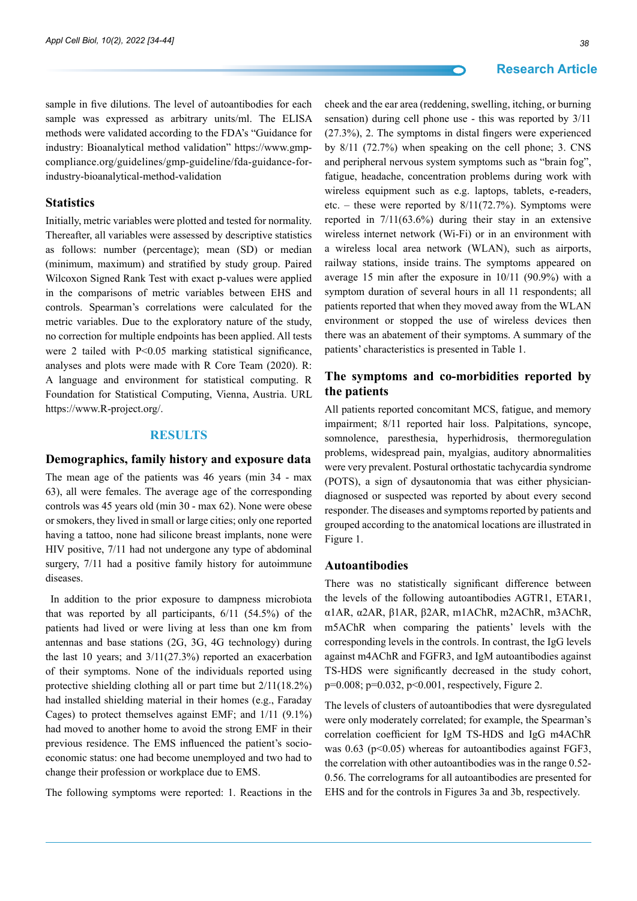sample in five dilutions. The level of autoantibodies for each sample was expressed as arbitrary units/ml. The ELISA methods were validated according to the FDA's "Guidance for industry: Bioanalytical method validation" https://www.gmp-compliance.org/guidelines/gmp-guideline/fda-guidance-for-industry-bioanalytical-method-validation

### Statistics

Initially, metric variables were plotted and tested for normality. Thereafter, all variables were assessed by descriptive statistics as follows: number (percentage); mean (SD) or median (minimum, maximum) and stratified by study group. Paired Wilcoxon Signed Rank Test with exact p-values were applied in the comparisons of metric variables between EHS and controls. Spearman's correlations were calculated for the metric variables. Due to the exploratory nature of the study, no correction for multiple endpoints has been applied. All tests were 2 tailed with $P<0.05$ marking statistical significance, analyses and plots were made with R Core Team (2020). R: A language and environment for statistical computing. R Foundation for Statistical Computing, Vienna, Austria. URL https://www.R-project.org/.

## RESULTS

### Demographics, family history and exposure data

The mean age of the patients was 46 years (min 34 - max 63), all were females. The average age of the corresponding controls was 45 years old (min 30 - max 62). None were obese or smokers, they lived in small or large cities; only one reported having a tattoo, none had silicone breast implants, none were HIV positive, 7/11 had not undergone any type of abdominal surgery, 7/11 had a positive family history for autoimmune diseases.

In addition to the prior exposure to dampness microbiota that was reported by all participants, 6/11 (54.5%) of the patients had lived or were living at less than one km from antennas and base stations (2G, 3G, 4G technology) during the last 10 years; and 3/11(27.3%) reported an exacerbation of their symptoms. None of the individuals reported using protective shielding clothing all or part time but 2/11(18.2%) had installed shielding material in their homes (e.g., Faraday Cages) to protect themselves against EMF; and 1/11 (9.1%) had moved to another home to avoid the strong EMF in their previous residence. The EMS influenced the patient's socio-economic status: one had become unemployed and two had to change their profession or workplace due to EMS.

The following symptoms were reported: 1. Reactions in the cheek and the ear area (reddening, swelling, itching, or burning sensation) during cell phone use - this was reported by 3/11 (27.3%), 2. The symptoms in distal fingers were experienced by 8/11 (72.7%) when speaking on the cell phone; 3. CNS and peripheral nervous system symptoms such as "brain fog", fatigue, headache, concentration problems during work with wireless equipment such as e.g. laptops, tablets, e-readers, etc. – these were reported by 8/11(72.7%). Symptoms were reported in 7/11(63.6%) during their stay in an extensive wireless internet network (Wi-Fi) or in an environment with a wireless local area network (WLAN), such as airports, railway stations, inside trains. The symptoms appeared on average 15 min after the exposure in 10/11 (90.9%) with a symptom duration of several hours in all 11 respondents; all patients reported that when they moved away from the WLAN environment or stopped the use of wireless devices then there was an abatement of their symptoms. A summary of the patients' characteristics is presented in Table 1.

### The symptoms and co-morbidities reported by the patients

All patients reported concomitant MCS, fatigue, and memory impairment; 8/11 reported hair loss. Palpitations, syncope, somnolence, paresthesia, hyperhidrosis, thermoregulation problems, widespread pain, myalgias, auditory abnormalities were very prevalent. Postural orthostatic tachycardia syndrome (POTS), a sign of dysautonomia that was either physician-diagnosed or suspected was reported by about every second responder. The diseases and symptoms reported by patients and grouped according to the anatomical locations are illustrated in Figure 1.

### Autoantibodies

There was no statistically significant difference between the levels of the following autoantibodies AGTR1, ETAR1, α1AR, α2AR, β1AR, β2AR, m1AChR, m2AChR, m3AChR, m5AChR when comparing the patients' levels with the corresponding levels in the controls. In contrast, the IgG levels against m4AChR and FGFR3, and IgM autoantibodies against TS-HDS were significantly decreased in the study cohort, $p=0.008$; $p=0.032$, $p<0.001$, respectively, Figure 2.

The levels of clusters of autoantibodies that were dysregulated were only moderately correlated; for example, the Spearman's correlation coefficient for IgM TS-HDS and IgG m4AChR was 0.63 ($p<0.05$) whereas for autoantibodies against FGF3, the correlation with other autoantibodies was in the range 0.52-0.56. The correlograms for all autoantibodies are presented for EHS and for the controls in Figures 3a and 3b, respectively.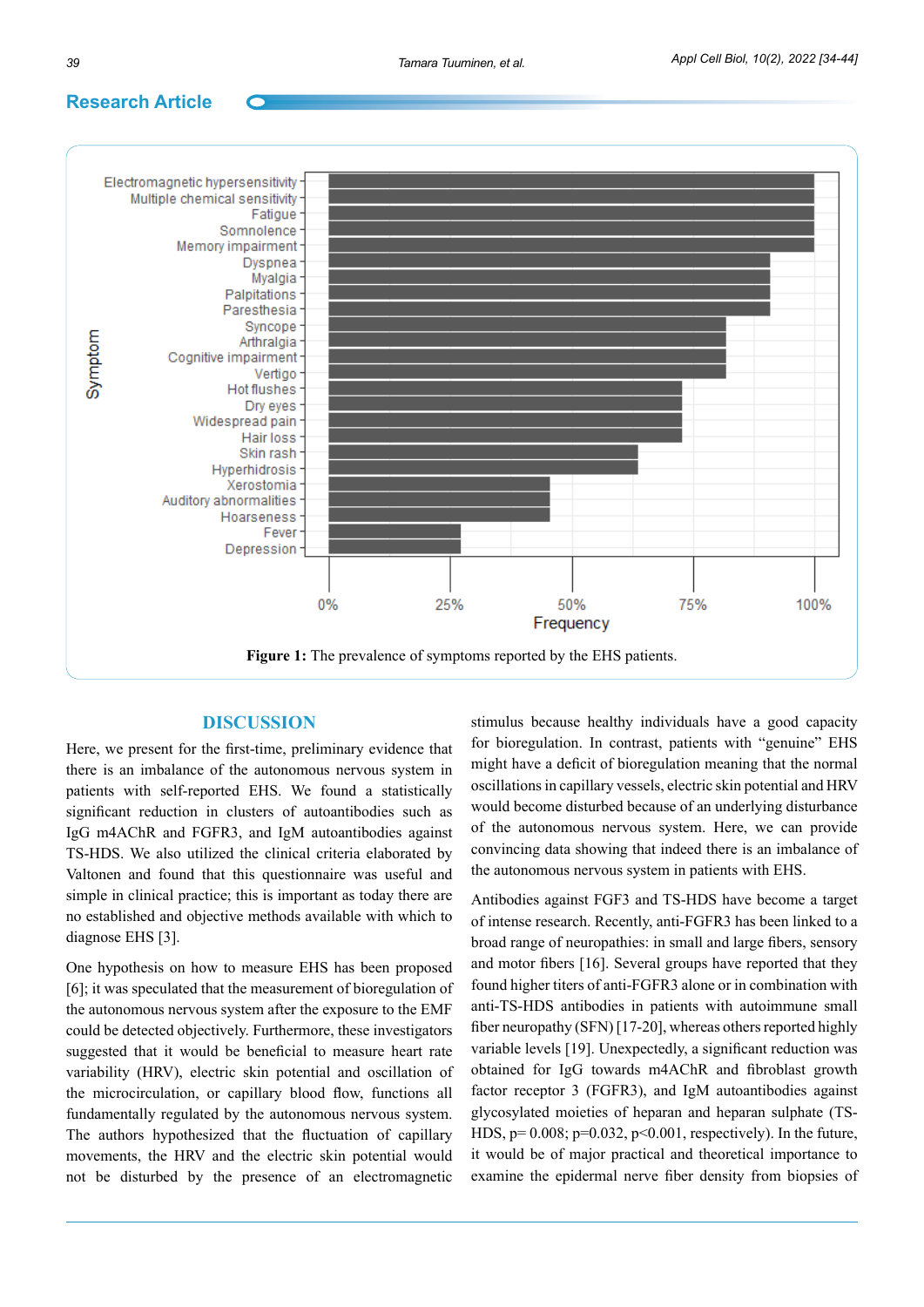Figure 1: The prevalence of symptoms reported by the EHS patients.

## DISCUSSION

Here, we present for the first-time, preliminary evidence that there is an imbalance of the autonomous nervous system in patients with self-reported EHS. We found a statistically significant reduction in clusters of autoantibodies such as IgG m4AChR and FGFR3, and IgM autoantibodies against TS-HDS. We also utilized the clinical criteria elaborated by Valtonen and found that this questionnaire was useful and simple in clinical practice; this is important as today there are no established and objective methods available with which to diagnose EHS [3].

One hypothesis on how to measure EHS has been proposed [6]; it was speculated that the measurement of bioregulation of the autonomous nervous system after the exposure to the EMF could be detected objectively. Furthermore, these investigators suggested that it would be beneficial to measure heart rate variability (HRV), electric skin potential and oscillation of the microcirculation, or capillary blood flow, functions all fundamentally regulated by the autonomous nervous system. The authors hypothesized that the fluctuation of capillary movements, the HRV and the electric skin potential would not be disturbed by the presence of an electromagnetic stimulus because healthy individuals have a good capacity for bioregulation. In contrast, patients with "genuine" EHS might have a deficit of bioregulation meaning that the normal oscillations in capillary vessels, electric skin potential and HRV would become disturbed because of an underlying disturbance of the autonomous nervous system. Here, we can provide convincing data showing that indeed there is an imbalance of the autonomous nervous system in patients with EHS.

Antibodies against FGF3 and TS-HDS have become a target of intense research. Recently, anti-FGFR3 has been linked to a broad range of neuropathies: in small and large fibers, sensory and motor fibers [16]. Several groups have reported that they found higher titers of anti-FGFR3 alone or in combination with anti-TS-HDS antibodies in patients with autoimmune small fiber neuropathy (SFN) [17-20], whereas others reported highly variable levels [19]. Unexpectedly, a significant reduction was obtained for IgG towards m4AChR and fibroblast growth factor receptor 3 (FGFR3), and IgM autoantibodies against glycosylated moieties of heparan and heparan sulphate (TS-HDS, $p= 0.008$; $p=0.032$, $p<0.001$, respectively). In the future, it would be of major practical and theoretical importance to examine the epidermal nerve fiber density from biopsies of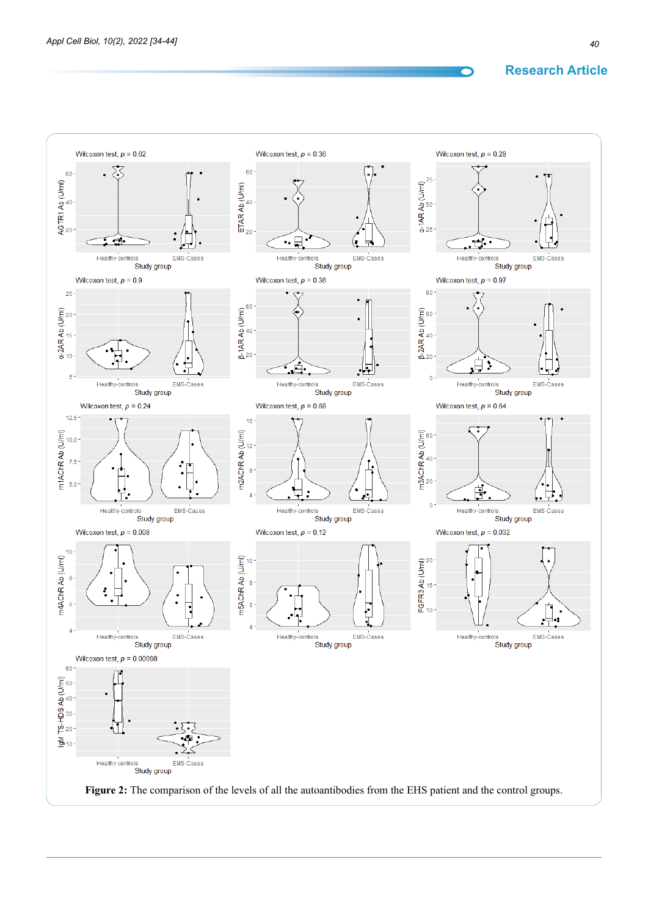Wilcoxon test, $p$ = 0.62

Wilcoxon test, $p$ = 0.36

Wilcoxon test, $p$ = 0.28

Wilcoxon test, $p$ = 0.9

Wilcoxon test, $p$ = 0.36

Wilcoxon test, $p$ = 0.97

Wilcoxon test, $p$ = 0.24

Wilcoxon test, $p$ = 0.68

Wilcoxon test, $p$ = 0.64

Wilcoxon test, $p$ = 0.008

Wilcoxon test, $p$ = 0.12

Wilcoxon test, $p$ = 0.032

Wilcoxon test, $p$ = 0.00098

**Figure 2:** The comparison of the levels of all the autoantibodies from the EHS patient and the control groups.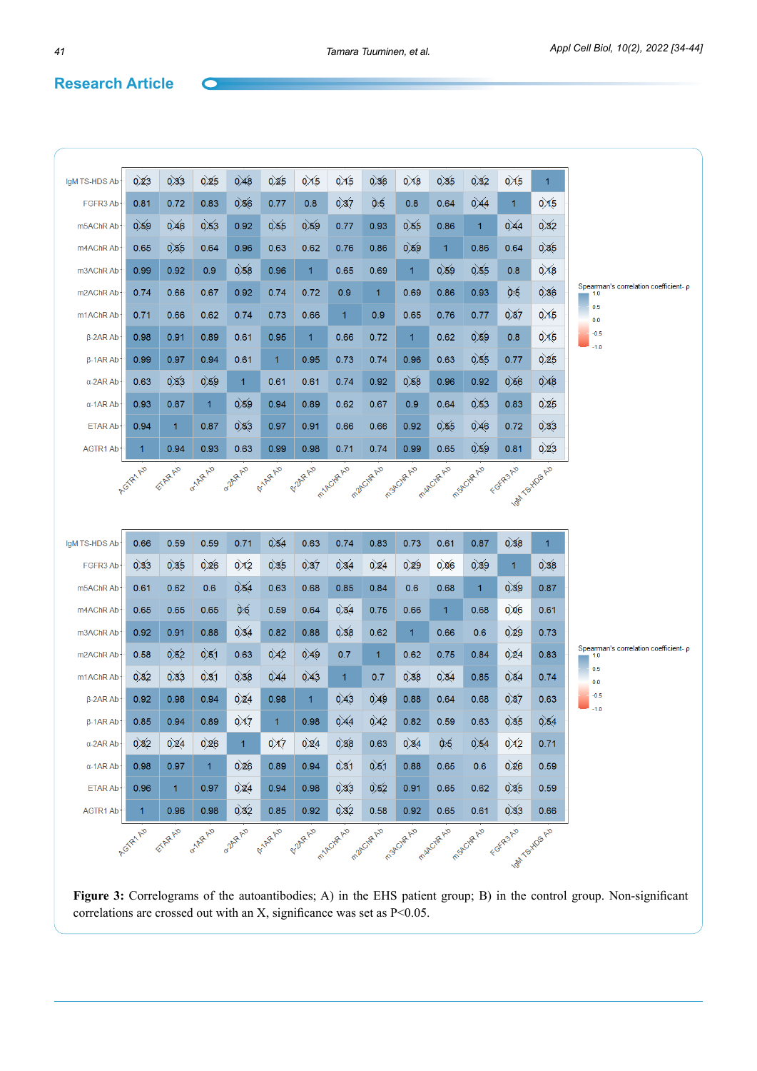**Research Article**

| | AGTR1 Ab | ETAR Ab | α-1AR Ab | α-2AR Ab | β-1AR Ab | β-2AR Ab | m1AChR Ab | m2AChR Ab | m3AChR Ab | m4AChR Ab | m5AChR Ab | FGFR3 Ab | IgM TS-HDS Ab |
|---|---|---|---|---|---|---|---|---|---|---|---|---|---|
| IgM TS-HDS Ab | 0.23 | 0.33 | 0.25 | 0.48 | 0.25 | 0.15 | 0.15 | 0.36 | 0.18 | 0.35 | 0.32 | 0.15 | 1 |
| FGFR3 Ab | 0.81 | 0.72 | 0.83 | 0.56 | 0.77 | 0.8 | 0.37 | 0.5 | 0.8 | 0.64 | 0.44 | 1 | 0.15 |
| m5AChR Ab | 0.59 | 0.46 | 0.53 | 0.92 | 0.55 | 0.59 | 0.77 | 0.93 | 0.55 | 0.86 | 1 | 0.44 | 0.32 |
| m4AChR Ab | 0.65 | 0.55 | 0.64 | 0.96 | 0.63 | 0.62 | 0.76 | 0.86 | 0.59 | 1 | 0.86 | 0.64 | 0.35 |
| m3AChR Ab | 0.99 | 0.92 | 0.9 | 0.58 | 0.96 | 1 | 0.65 | 0.69 | 1 | 0.59 | 0.55 | 0.8 | 0.18 |
| m2AChR Ab | 0.74 | 0.66 | 0.67 | 0.92 | 0.74 | 0.72 | 0.9 | 1 | 0.69 | 0.86 | 0.93 | 0.5 | 0.36 |
| m1AChR Ab | 0.71 | 0.66 | 0.62 | 0.74 | 0.73 | 0.66 | 1 | 0.9 | 0.65 | 0.76 | 0.77 | 0.37 | 0.15 |
| β-2AR Ab | 0.98 | 0.91 | 0.89 | 0.61 | 0.95 | 1 | 0.66 | 0.72 | 1 | 0.62 | 0.59 | 0.8 | 0.15 |
| β-1AR Ab | 0.99 | 0.97 | 0.94 | 0.61 | 1 | 0.95 | 0.73 | 0.74 | 0.96 | 0.63 | 0.55 | 0.77 | 0.25 |
| α-2AR Ab | 0.63 | 0.53 | 0.59 | 1 | 0.61 | 0.61 | 0.74 | 0.92 | 0.58 | 0.96 | 0.92 | 0.56 | 0.48 |
| α-1AR Ab | 0.93 | 0.87 | 1 | 0.59 | 0.94 | 0.89 | 0.62 | 0.67 | 0.9 | 0.64 | 0.53 | 0.83 | 0.25 |
| ETAR Ab | 0.94 | 1 | 0.87 | 0.53 | 0.97 | 0.91 | 0.66 | 0.66 | 0.92 | 0.55 | 0.46 | 0.72 | 0.33 |
| AGTR1 Ab | 1 | 0.94 | 0.93 | 0.63 | 0.99 | 0.98 | 0.71 | 0.74 | 0.99 | 0.65 | 0.59 | 0.81 | 0.23 |

Spearman's correlation coefficient- ρ (scale: 1.0, 0.5, 0.0, -0.5, -1.0)

| | AGTR1 Ab | ETAR Ab | α-1AR Ab | α-2AR Ab | β-1AR Ab | β-2AR Ab | m1AChR Ab | m2AChR Ab | m3AChR Ab | m4AChR Ab | m5AChR Ab | FGFR3 Ab | IgM TS-HDS Ab |
|---|---|---|---|---|---|---|---|---|---|---|---|---|---|
| IgM TS-HDS Ab | 0.66 | 0.59 | 0.59 | 0.71 | 0.54 | 0.63 | 0.74 | 0.83 | 0.73 | 0.61 | 0.87 | 0.38 | 1 |
| FGFR3 Ab | 0.33 | 0.35 | 0.26 | 0.12 | 0.35 | 0.37 | 0.34 | 0.24 | 0.29 | 0.06 | 0.39 | 1 | 0.38 |
| m5AChR Ab | 0.61 | 0.62 | 0.6 | 0.54 | 0.63 | 0.68 | 0.85 | 0.84 | 0.6 | 0.68 | 1 | 0.39 | 0.87 |
| m4AChR Ab | 0.65 | 0.65 | 0.65 | 0.6 | 0.59 | 0.64 | 0.34 | 0.75 | 0.66 | 1 | 0.68 | 0.06 | 0.61 |
| m3AChR Ab | 0.92 | 0.91 | 0.88 | 0.34 | 0.82 | 0.88 | 0.38 | 0.62 | 1 | 0.66 | 0.6 | 0.29 | 0.73 |
| m2AChR Ab | 0.58 | 0.52 | 0.51 | 0.63 | 0.42 | 0.49 | 0.7 | 1 | 0.62 | 0.75 | 0.84 | 0.24 | 0.83 |
| m1AChR Ab | 0.32 | 0.33 | 0.31 | 0.38 | 0.44 | 0.43 | 1 | 0.7 | 0.38 | 0.34 | 0.85 | 0.34 | 0.74 |
| β-2AR Ab | 0.92 | 0.98 | 0.94 | 0.24 | 0.98 | 1 | 0.43 | 0.49 | 0.88 | 0.64 | 0.68 | 0.37 | 0.63 |
| β-1AR Ab | 0.85 | 0.94 | 0.89 | 0.17 | 1 | 0.98 | 0.44 | 0.42 | 0.82 | 0.59 | 0.63 | 0.35 | 0.54 |
| α-2AR Ab | 0.32 | 0.24 | 0.26 | 1 | 0.17 | 0.24 | 0.38 | 0.63 | 0.34 | 0.5 | 0.54 | 0.12 | 0.71 |
| α-1AR Ab | 0.98 | 0.97 | 1 | 0.26 | 0.89 | 0.94 | 0.31 | 0.51 | 0.88 | 0.65 | 0.6 | 0.26 | 0.59 |
| ETAR Ab | 0.96 | 1 | 0.97 | 0.24 | 0.94 | 0.98 | 0.33 | 0.52 | 0.91 | 0.65 | 0.62 | 0.35 | 0.59 |
| AGTR1 Ab | 1 | 0.96 | 0.98 | 0.32 | 0.85 | 0.92 | 0.32 | 0.58 | 0.92 | 0.65 | 0.61 | 0.33 | 0.66 |

Spearman's correlation coefficient- ρ (scale: 1.0, 0.5, 0.0, -0.5, -1.0)

**Figure 3:** Correlograms of the autoantibodies; A) in the EHS patient group; B) in the control group. Non-significant correlations are crossed out with an X, significance was set as $P<0.05$.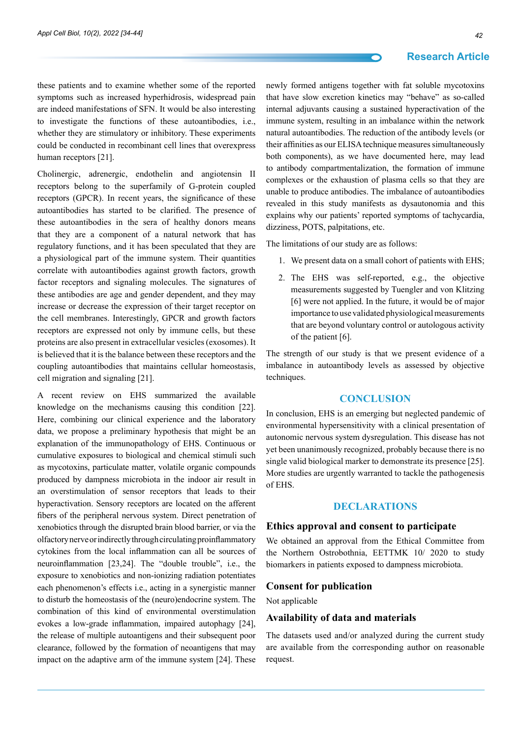these patients and to examine whether some of the reported symptoms such as increased hyperhidrosis, widespread pain are indeed manifestations of SFN. It would be also interesting to investigate the functions of these autoantibodies, i.e., whether they are stimulatory or inhibitory. These experiments could be conducted in recombinant cell lines that overexpress human receptors [21].

Cholinergic, adrenergic, endothelin and angiotensin II receptors belong to the superfamily of G-protein coupled receptors (GPCR). In recent years, the significance of these autoantibodies has started to be clarified. The presence of these autoantibodies in the sera of healthy donors means that they are a component of a natural network that has regulatory functions, and it has been speculated that they are a physiological part of the immune system. Their quantities correlate with autoantibodies against growth factors, growth factor receptors and signaling molecules. The signatures of these antibodies are age and gender dependent, and they may increase or decrease the expression of their target receptor on the cell membranes. Interestingly, GPCR and growth factors receptors are expressed not only by immune cells, but these proteins are also present in extracellular vesicles (exosomes). It is believed that it is the balance between these receptors and the coupling autoantibodies that maintains cellular homeostasis, cell migration and signaling [21].

A recent review on EHS summarized the available knowledge on the mechanisms causing this condition [22]. Here, combining our clinical experience and the laboratory data, we propose a preliminary hypothesis that might be an explanation of the immunopathology of EHS. Continuous or cumulative exposures to biological and chemical stimuli such as mycotoxins, particulate matter, volatile organic compounds produced by dampness microbiota in the indoor air result in an overstimulation of sensor receptors that leads to their hyperactivation. Sensory receptors are located on the afferent fibers of the peripheral nervous system. Direct penetration of xenobiotics through the disrupted brain blood barrier, or via the olfactory nerve or indirectly through circulating proinflammatory cytokines from the local inflammation can all be sources of neuroinflammation [23,24]. The "double trouble", i.e., the exposure to xenobiotics and non-ionizing radiation potentiates each phenomenon's effects i.e., acting in a synergistic manner to disturb the homeostasis of the (neuro)endocrine system. The combination of this kind of environmental overstimulation evokes a low-grade inflammation, impaired autophagy [24], the release of multiple autoantigens and their subsequent poor clearance, followed by the formation of neoantigens that may impact on the adaptive arm of the immune system [24]. These newly formed antigens together with fat soluble mycotoxins that have slow excretion kinetics may "behave" as so-called internal adjuvants causing a sustained hyperactivation of the immune system, resulting in an imbalance within the network natural autoantibodies. The reduction of the antibody levels (or their affinities as our ELISA technique measures simultaneously both components), as we have documented here, may lead to antibody compartmentalization, the formation of immune complexes or the exhaustion of plasma cells so that they are unable to produce antibodies. The imbalance of autoantibodies revealed in this study manifests as dysautonomia and this explains why our patients' reported symptoms of tachycardia, dizziness, POTS, palpitations, etc.

The limitations of our study are as follows:

1. We present data on a small cohort of patients with EHS;
2. The EHS was self-reported, e.g., the objective measurements suggested by Tuengler and von Klitzing [6] were not applied. In the future, it would be of major importance to use validated physiological measurements that are beyond voluntary control or autologous activity of the patient [6].

The strength of our study is that we present evidence of a imbalance in autoantibody levels as assessed by objective techniques.

## CONCLUSION

In conclusion, EHS is an emerging but neglected pandemic of environmental hypersensitivity with a clinical presentation of autonomic nervous system dysregulation. This disease has not yet been unanimously recognized, probably because there is no single valid biological marker to demonstrate its presence [25]. More studies are urgently warranted to tackle the pathogenesis of EHS.

## DECLARATIONS

### Ethics approval and consent to participate

We obtained an approval from the Ethical Committee from the Northern Ostrobothnia, EETTMK 10/ 2020 to study biomarkers in patients exposed to dampness microbiota.

### Consent for publication

Not applicable

### Availability of data and materials

The datasets used and/or analyzed during the current study are available from the corresponding author on reasonable request.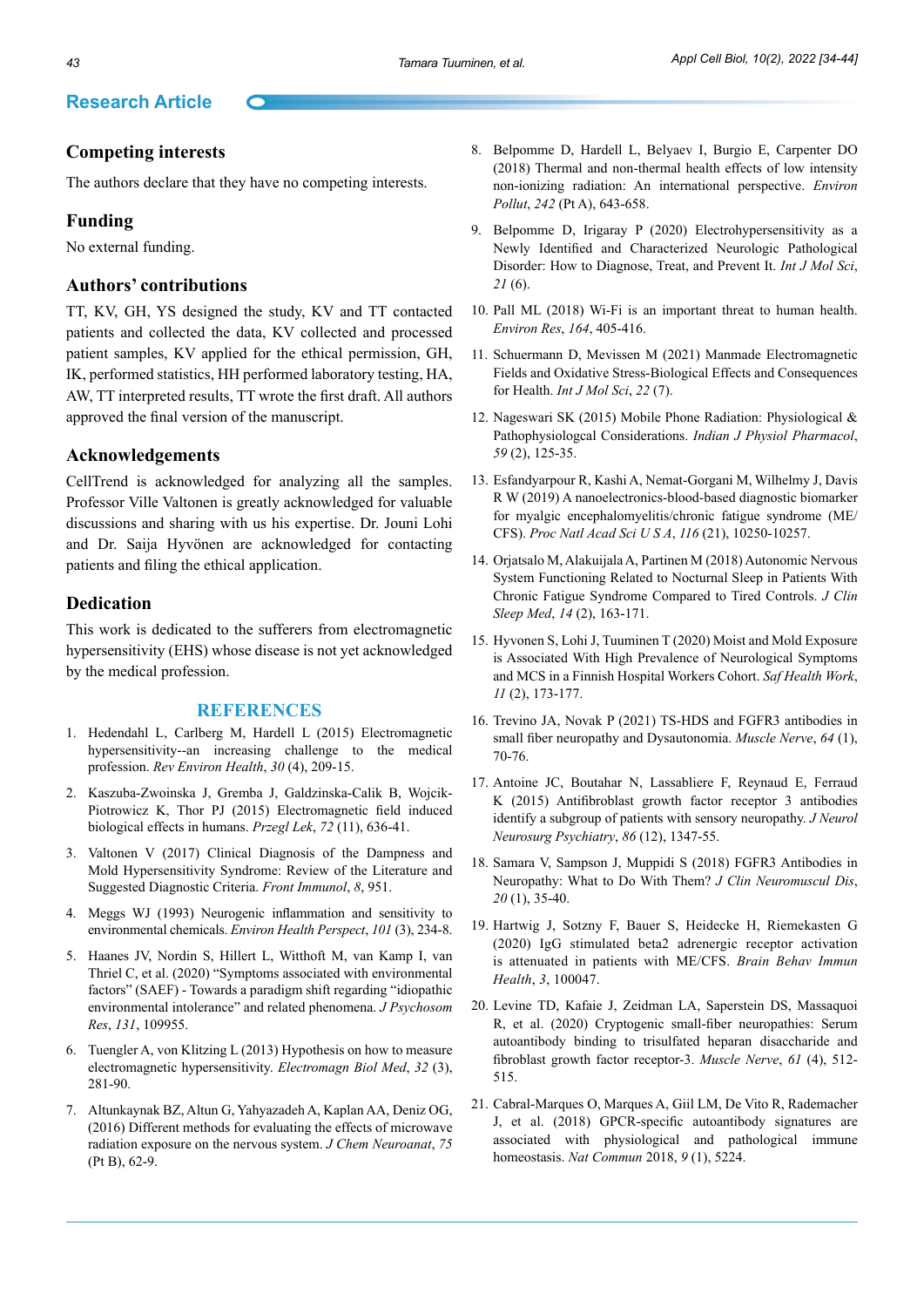## Competing interests

The authors declare that they have no competing interests.

## Funding

No external funding.

## Authors' contributions

TT, KV, GH, YS designed the study, KV and TT contacted patients and collected the data, KV collected and processed patient samples, KV applied for the ethical permission, GH, IK, performed statistics, HH performed laboratory testing, HA, AW, TT interpreted results, TT wrote the first draft. All authors approved the final version of the manuscript.

## Acknowledgements

CellTrend is acknowledged for analyzing all the samples. Professor Ville Valtonen is greatly acknowledged for valuable discussions and sharing with us his expertise. Dr. Jouni Lohi and Dr. Saija Hyvönen are acknowledged for contacting patients and filing the ethical application.

## Dedication

This work is dedicated to the sufferers from electromagnetic hypersensitivity (EHS) whose disease is not yet acknowledged by the medical profession.

## REFERENCES

1. Hedendahl L, Carlberg M, Hardell L (2015) Electromagnetic hypersensitivity--an increasing challenge to the medical profession. *Rev Environ Health*, *30* (4), 209-15.
2. Kaszuba-Zwoinska J, Gremba J, Galdzinska-Calik B, Wojcik-Piotrowicz K, Thor PJ (2015) Electromagnetic field induced biological effects in humans. *Przegl Lek*, *72* (11), 636-41.
3. Valtonen V (2017) Clinical Diagnosis of the Dampness and Mold Hypersensitivity Syndrome: Review of the Literature and Suggested Diagnostic Criteria. *Front Immunol*, *8*, 951.
4. Meggs WJ (1993) Neurogenic inflammation and sensitivity to environmental chemicals. *Environ Health Perspect*, *101* (3), 234-8.
5. Haanes JV, Nordin S, Hillert L, Witthoft M, van Kamp I, van Thriel C, et al. (2020) "Symptoms associated with environmental factors" (SAEF) - Towards a paradigm shift regarding "idiopathic environmental intolerance" and related phenomena. *J Psychosom Res*, *131*, 109955.
6. Tuengler A, von Klitzing L (2013) Hypothesis on how to measure electromagnetic hypersensitivity. *Electromagn Biol Med*, *32* (3), 281-90.
7. Altunkaynak BZ, Altun G, Yahyazadeh A, Kaplan AA, Deniz OG, (2016) Different methods for evaluating the effects of microwave radiation exposure on the nervous system. *J Chem Neuroanat*, *75* (Pt B), 62-9.
8. Belpomme D, Hardell L, Belyaev I, Burgio E, Carpenter DO (2018) Thermal and non-thermal health effects of low intensity non-ionizing radiation: An international perspective. *Environ Pollut*, *242* (Pt A), 643-658.
9. Belpomme D, Irigaray P (2020) Electrohypersensitivity as a Newly Identified and Characterized Neurologic Pathological Disorder: How to Diagnose, Treat, and Prevent It. *Int J Mol Sci*, *21* (6).
10. Pall ML (2018) Wi-Fi is an important threat to human health. *Environ Res*, *164*, 405-416.
11. Schuermann D, Mevissen M (2021) Manmade Electromagnetic Fields and Oxidative Stress-Biological Effects and Consequences for Health. *Int J Mol Sci*, *22* (7).
12. Nageswari SK (2015) Mobile Phone Radiation: Physiological & Pathophysiologcal Considerations. *Indian J Physiol Pharmacol*, *59* (2), 125-35.
13. Esfandyarpour R, Kashi A, Nemat-Gorgani M, Wilhelmy J, Davis R W (2019) A nanoelectronics-blood-based diagnostic biomarker for myalgic encephalomyelitis/chronic fatigue syndrome (ME/CFS). *Proc Natl Acad Sci U S A*, *116* (21), 10250-10257.
14. Orjatsalo M, Alakuijala A, Partinen M (2018) Autonomic Nervous System Functioning Related to Nocturnal Sleep in Patients With Chronic Fatigue Syndrome Compared to Tired Controls. *J Clin Sleep Med*, *14* (2), 163-171.
15. Hyvonen S, Lohi J, Tuuminen T (2020) Moist and Mold Exposure is Associated With High Prevalence of Neurological Symptoms and MCS in a Finnish Hospital Workers Cohort. *Saf Health Work*, *11* (2), 173-177.
16. Trevino JA, Novak P (2021) TS-HDS and FGFR3 antibodies in small fiber neuropathy and Dysautonomia. *Muscle Nerve*, *64* (1), 70-76.
17. Antoine JC, Boutahar N, Lassabliere F, Reynaud E, Ferraud K (2015) Antifibroblast growth factor receptor 3 antibodies identify a subgroup of patients with sensory neuropathy. *J Neurol Neurosurg Psychiatry*, *86* (12), 1347-55.
18. Samara V, Sampson J, Muppidi S (2018) FGFR3 Antibodies in Neuropathy: What to Do With Them? *J Clin Neuromuscul Dis*, *20* (1), 35-40.
19. Hartwig J, Sotzny F, Bauer S, Heidecke H, Riemekasten G (2020) IgG stimulated beta2 adrenergic receptor activation is attenuated in patients with ME/CFS. *Brain Behav Immun Health*, *3*, 100047.
20. Levine TD, Kafaie J, Zeidman LA, Saperstein DS, Massaquoi R, et al. (2020) Cryptogenic small-fiber neuropathies: Serum autoantibody binding to trisulfated heparan disaccharide and fibroblast growth factor receptor-3. *Muscle Nerve*, *61* (4), 512-515.
21. Cabral-Marques O, Marques A, Giil LM, De Vito R, Rademacher J, et al. (2018) GPCR-specific autoantibody signatures are associated with physiological and pathological immune homeostasis. *Nat Commun* 2018, *9* (1), 5224.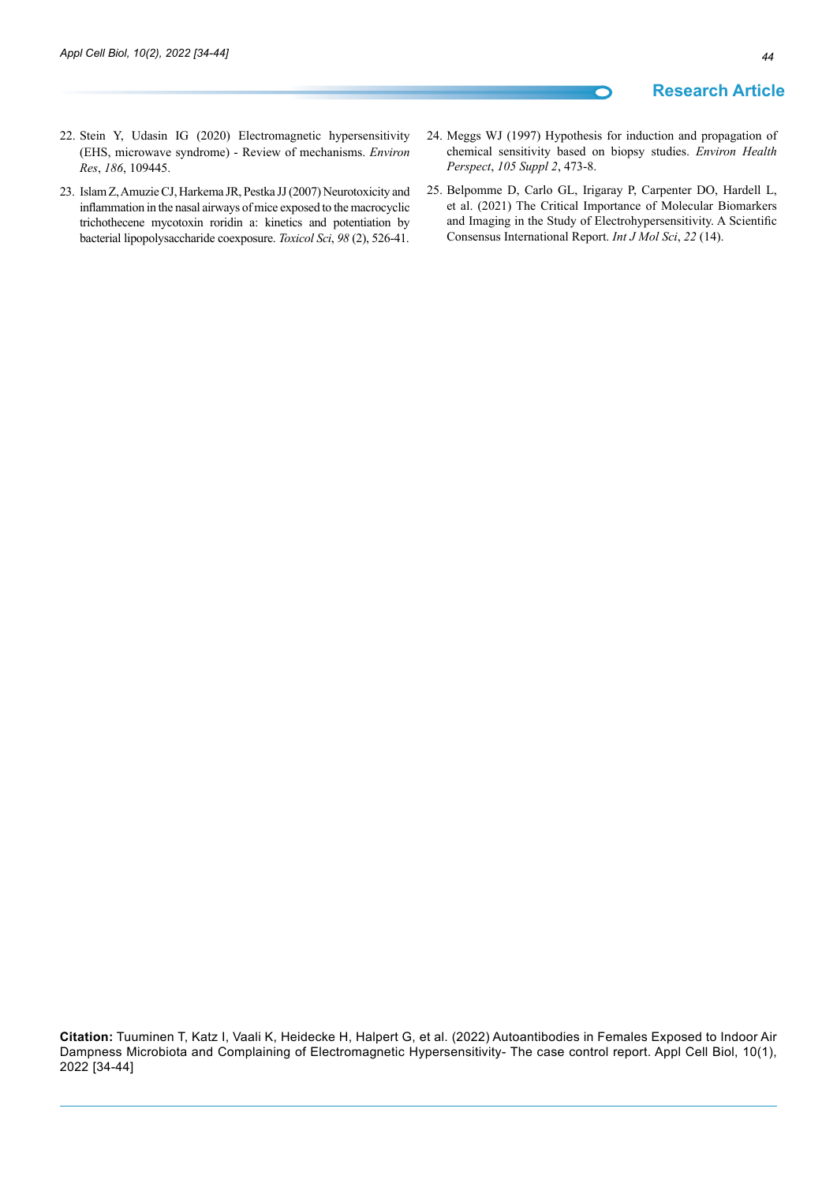22. Stein Y, Udasin IG (2020) Electromagnetic hypersensitivity (EHS, microwave syndrome) - Review of mechanisms. *Environ Res*, *186*, 109445.
23. Islam Z, Amuzie CJ, Harkema JR, Pestka JJ (2007) Neurotoxicity and inflammation in the nasal airways of mice exposed to the macrocyclic trichothecene mycotoxin roridin a: kinetics and potentiation by bacterial lipopolysaccharide coexposure. *Toxicol Sci*, *98* (2), 526-41.
24. Meggs WJ (1997) Hypothesis for induction and propagation of chemical sensitivity based on biopsy studies. *Environ Health Perspect*, *105 Suppl 2*, 473-8.
25. Belpomme D, Carlo GL, Irigaray P, Carpenter DO, Hardell L, et al. (2021) The Critical Importance of Molecular Biomarkers and Imaging in the Study of Electrohypersensitivity. A Scientific Consensus International Report. *Int J Mol Sci*, *22* (14).

**Citation:** Tuuminen T, Katz I, Vaali K, Heidecke H, Halpert G, et al. (2022) Autoantibodies in Females Exposed to Indoor Air Dampness Microbiota and Complaining of Electromagnetic Hypersensitivity- The case control report. Appl Cell Biol, 10(1), 2022 [34-44]